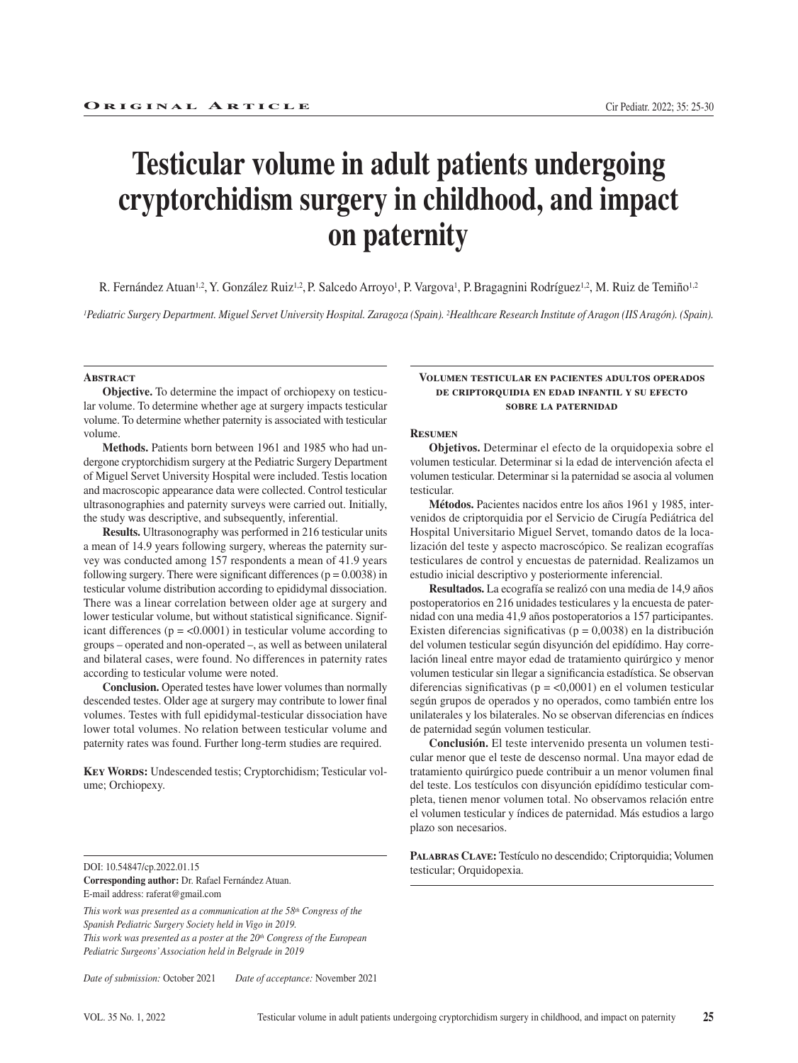ORIGINAL ARTICLE

# Testicular volume in adult patients undergoing cryptorchidism surgery in childhood, and impact on paternity

R. Fernández Atuan[1,2], Y. González Ruiz[1,2], P. Salcedo Arroyo[1], P. Vargova[1], P. Bragagnini Rodríguez[1,2], M. Ruiz de Temiño[1,2]

*[1]Pediatric Surgery Department. Miguel Servet University Hospital. Zaragoza (Spain). [2]Healthcare Research Institute of Aragon (IIS Aragón). (Spain).*

## Abstract

**Objective.** To determine the impact of orchiopexy on testicular volume. To determine whether age at surgery impacts testicular volume. To determine whether paternity is associated with testicular volume.

**Methods.** Patients born between 1961 and 1985 who had undergone cryptorchidism surgery at the Pediatric Surgery Department of Miguel Servet University Hospital were included. Testis location and macroscopic appearance data were collected. Control testicular ultrasonographies and paternity surveys were carried out. Initially, the study was descriptive, and subsequently, inferential.

**Results.** Ultrasonography was performed in 216 testicular units a mean of 14.9 years following surgery, whereas the paternity survey was conducted among 157 respondents a mean of 41.9 years following surgery. There were significant differences ($p = 0.0038$) in testicular volume distribution according to epididymal dissociation. There was a linear correlation between older age at surgery and lower testicular volume, but without statistical significance. Significant differences ($p = <0.0001$) in testicular volume according to groups – operated and non-operated –, as well as between unilateral and bilateral cases, were found. No differences in paternity rates according to testicular volume were noted.

**Conclusion.** Operated testes have lower volumes than normally descended testes. Older age at surgery may contribute to lower final volumes. Testes with full epididymal-testicular dissociation have lower total volumes. No relation between testicular volume and paternity rates was found. Further long-term studies are required.

**Key Words:** Undescended testis; Cryptorchidism; Testicular volume; Orchiopexy.

## Volumen testicular en pacientes adultos operados de criptorquidia en edad infantil y su efecto sobre la paternidad

### Resumen

**Objetivos.** Determinar el efecto de la orquidopexia sobre el volumen testicular. Determinar si la edad de intervención afecta el volumen testicular. Determinar si la paternidad se asocia al volumen testicular.

**Métodos.** Pacientes nacidos entre los años 1961 y 1985, intervenidos de criptorquidia por el Servicio de Cirugía Pediátrica del Hospital Universitario Miguel Servet, tomando datos de la localización del teste y aspecto macroscópico. Se realizan ecografías testiculares de control y encuestas de paternidad. Realizamos un estudio inicial descriptivo y posteriormente inferencial.

**Resultados.** La ecografía se realizó con una media de 14,9 años postoperatorios en 216 unidades testiculares y la encuesta de paternidad con una media 41,9 años postoperatorios a 157 participantes. Existen diferencias significativas ($p = 0{,}0038$) en la distribución del volumen testicular según disyunción del epidídimo. Hay correlación lineal entre mayor edad de tratamiento quirúrgico y menor volumen testicular sin llegar a significancia estadística. Se observan diferencias significativas ($p = <0{,}0001$) en el volumen testicular según grupos de operados y no operados, como también entre los unilaterales y los bilaterales. No se observan diferencias en índices de paternidad según volumen testicular.

**Conclusión.** El teste intervenido presenta un volumen testicular menor que el teste de descenso normal. Una mayor edad de tratamiento quirúrgico puede contribuir a un menor volumen final del teste. Los testículos con disyunción epidídimo testicular completa, tienen menor volumen total. No observamos relación entre el volumen testicular y índices de paternidad. Más estudios a largo plazo son necesarios.

**Palabras Clave:** Testículo no descendido; Criptorquidia; Volumen testicular; Orquidopexia.

---

DOI: 10.54847/cp.2022.01.15

**Corresponding author:** Dr. Rafael Fernández Atuan.
E-mail address: raferat@gmail.com

*This work was presented as a communication at the 58th Congress of the Spanish Pediatric Surgery Society held in Vigo in 2019.*
*This work was presented as a poster at the 20th Congress of the European Pediatric Surgeons' Association held in Belgrade in 2019*

*Date of submission:* October 2021 *Date of acceptance:* November 2021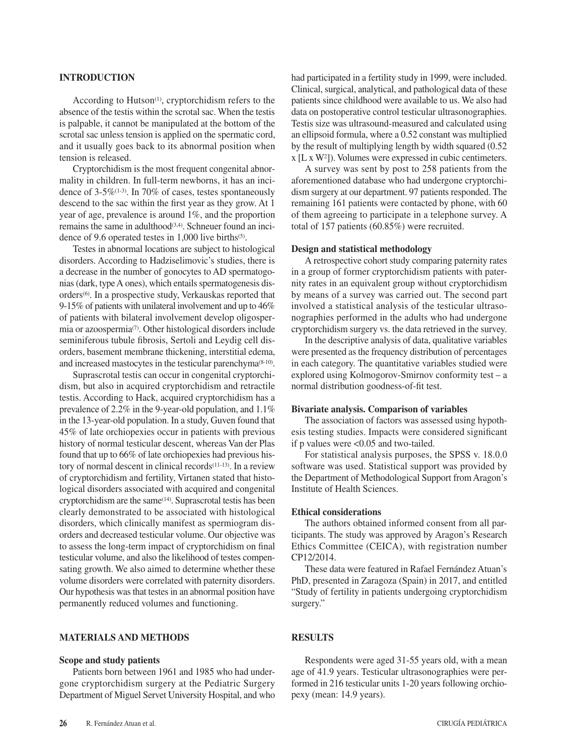## INTRODUCTION

According to Hutson[1], cryptorchidism refers to the absence of the testis within the scrotal sac. When the testis is palpable, it cannot be manipulated at the bottom of the scrotal sac unless tension is applied on the spermatic cord, and it usually goes back to its abnormal position when tension is released.

Cryptorchidism is the most frequent congenital abnormality in children. In full-term newborns, it has an incidence of 3-5%[1-3]. In 70% of cases, testes spontaneously descend to the sac within the first year as they grow. At 1 year of age, prevalence is around 1%, and the proportion remains the same in adulthood[3,4]. Schneuer found an incidence of 9.6 operated testes in 1,000 live births[5].

Testes in abnormal locations are subject to histological disorders. According to Hadziselimovic's studies, there is a decrease in the number of gonocytes to AD spermatogonias (dark, type A ones), which entails spermatogenesis disorders[6]. In a prospective study, Verkauskas reported that 9-15% of patients with unilateral involvement and up to 46% of patients with bilateral involvement develop oligospermia or azoospermia[7]. Other histological disorders include seminiferous tubule fibrosis, Sertoli and Leydig cell disorders, basement membrane thickening, interstitial edema, and increased mastocytes in the testicular parenchyma[8-10].

Suprascrotal testis can occur in congenital cryptorchidism, but also in acquired cryptorchidism and retractile testis. According to Hack, acquired cryptorchidism has a prevalence of 2.2% in the 9-year-old population, and 1.1% in the 13-year-old population. In a study, Guven found that 45% of late orchiopexies occur in patients with previous history of normal testicular descent, whereas Van der Plas found that up to 66% of late orchiopexies had previous history of normal descent in clinical records[11-13]. In a review of cryptorchidism and fertility, Virtanen stated that histological disorders associated with acquired and congenital cryptorchidism are the same[14]. Suprascrotal testis has been clearly demonstrated to be associated with histological disorders, which clinically manifest as spermiogram disorders and decreased testicular volume. Our objective was to assess the long-term impact of cryptorchidism on final testicular volume, and also the likelihood of testes compensating growth. We also aimed to determine whether these volume disorders were correlated with paternity disorders. Our hypothesis was that testes in an abnormal position have permanently reduced volumes and functioning.

## MATERIALS AND METHODS

### Scope and study patients

Patients born between 1961 and 1985 who had undergone cryptorchidism surgery at the Pediatric Surgery Department of Miguel Servet University Hospital, and who had participated in a fertility study in 1999, were included. Clinical, surgical, analytical, and pathological data of these patients since childhood were available to us. We also had data on postoperative control testicular ultrasonographies. Testis size was ultrasound-measured and calculated using an ellipsoid formula, where a 0.52 constant was multiplied by the result of multiplying length by width squared ($0.52 \times [L \times W^2]$). Volumes were expressed in cubic centimeters.

A survey was sent by post to 258 patients from the aforementioned database who had undergone cryptorchidism surgery at our department. 97 patients responded. The remaining 161 patients were contacted by phone, with 60 of them agreeing to participate in a telephone survey. A total of 157 patients (60.85%) were recruited.

### Design and statistical methodology

A retrospective cohort study comparing paternity rates in a group of former cryptorchidism patients with paternity rates in an equivalent group without cryptorchidism by means of a survey was carried out. The second part involved a statistical analysis of the testicular ultrasonographies performed in the adults who had undergone cryptorchidism surgery vs. the data retrieved in the survey.

In the descriptive analysis of data, qualitative variables were presented as the frequency distribution of percentages in each category. The quantitative variables studied were explored using Kolmogorov-Smirnov conformity test – a normal distribution goodness-of-fit test.

### Bivariate analysis. Comparison of variables

The association of factors was assessed using hypothesis testing studies. Impacts were considered significant if p values were <0.05 and two-tailed.

For statistical analysis purposes, the SPSS v. 18.0.0 software was used. Statistical support was provided by the Department of Methodological Support from Aragon's Institute of Health Sciences.

### Ethical considerations

The authors obtained informed consent from all participants. The study was approved by Aragon's Research Ethics Committee (CEICA), with registration number CP12/2014.

These data were featured in Rafael Fernández Atuan's PhD, presented in Zaragoza (Spain) in 2017, and entitled "Study of fertility in patients undergoing cryptorchidism surgery."

## RESULTS

Respondents were aged 31-55 years old, with a mean age of 41.9 years. Testicular ultrasonographies were performed in 216 testicular units 1-20 years following orchiopexy (mean: 14.9 years).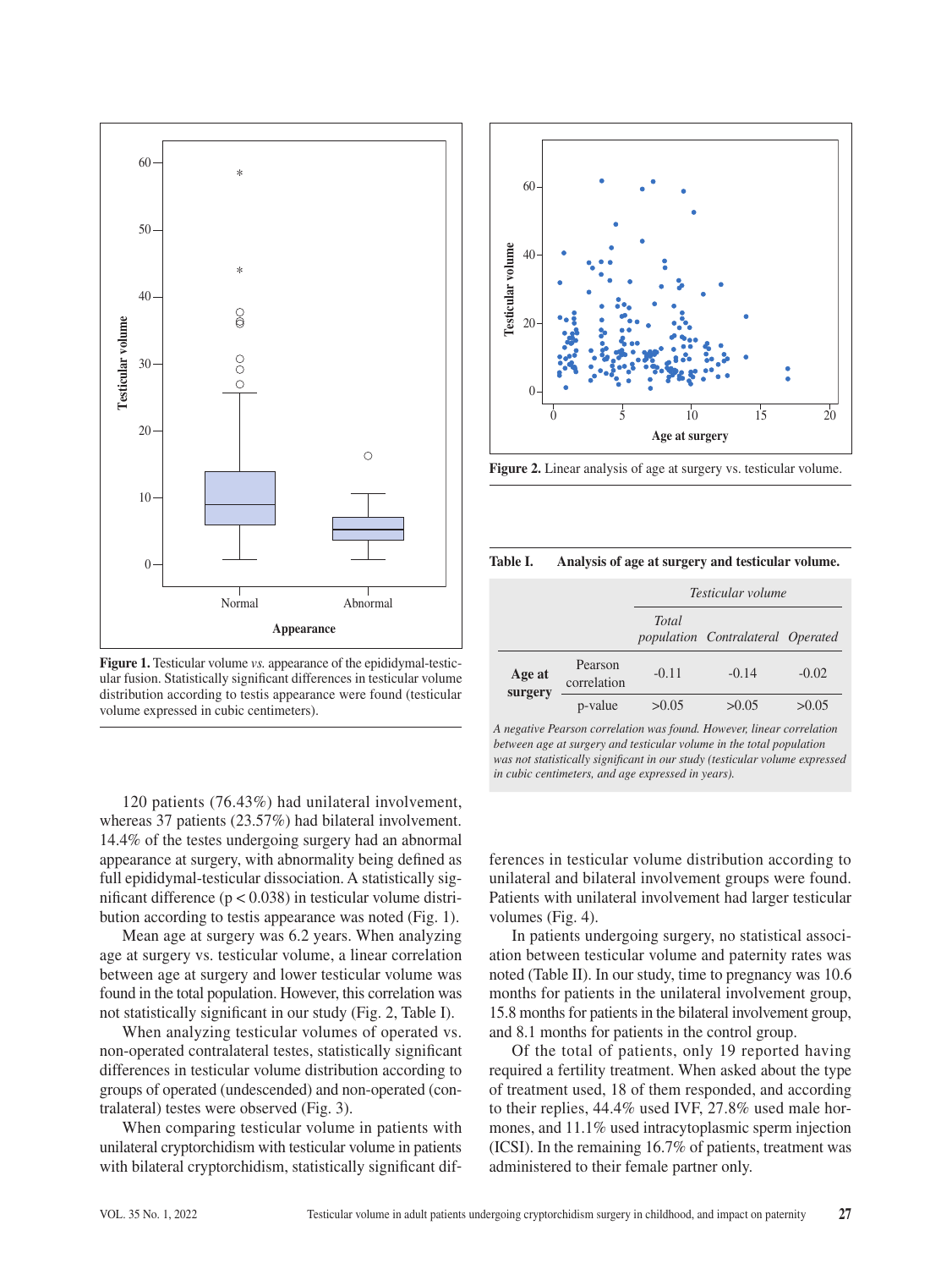Figure 1. Testicular volume *vs.* appearance of the epididymal-testicular fusion. Statistically significant differences in testicular volume distribution according to testis appearance were found (testicular volume expressed in cubic centimeters).

Figure 2. Linear analysis of age at surgery vs. testicular volume.

**Table I. Analysis of age at surgery and testicular volume.**

| | | *Testicular volume* | | |
|---|---|---|---|---|
| | | *Total population* | *Contralateral* | *Operated* |
| **Age at surgery** | Pearson correlation | -0.11 | -0.14 | -0.02 |
| | p-value | >0.05 | >0.05 | >0.05 |

*A negative Pearson correlation was found. However, linear correlation between age at surgery and testicular volume in the total population was not statistically significant in our study (testicular volume expressed in cubic centimeters, and age expressed in years).*

120 patients (76.43%) had unilateral involvement, whereas 37 patients (23.57%) had bilateral involvement. 14.4% of the testes undergoing surgery had an abnormal appearance at surgery, with abnormality being defined as full epididymal-testicular dissociation. A statistically significant difference ($p < 0.038$) in testicular volume distribution according to testis appearance was noted (Fig. 1).

Mean age at surgery was 6.2 years. When analyzing age at surgery vs. testicular volume, a linear correlation between age at surgery and lower testicular volume was found in the total population. However, this correlation was not statistically significant in our study (Fig. 2, Table I).

When analyzing testicular volumes of operated vs. non-operated contralateral testes, statistically significant differences in testicular volume distribution according to groups of operated (undescended) and non-operated (contralateral) testes were observed (Fig. 3).

When comparing testicular volume in patients with unilateral cryptorchidism with testicular volume in patients with bilateral cryptorchidism, statistically significant differences in testicular volume distribution according to unilateral and bilateral involvement groups were found. Patients with unilateral involvement had larger testicular volumes (Fig. 4).

In patients undergoing surgery, no statistical association between testicular volume and paternity rates was noted (Table II). In our study, time to pregnancy was 10.6 months for patients in the unilateral involvement group, 15.8 months for patients in the bilateral involvement group, and 8.1 months for patients in the control group.

Of the total of patients, only 19 reported having required a fertility treatment. When asked about the type of treatment used, 18 of them responded, and according to their replies, 44.4% used IVF, 27.8% used male hormones, and 11.1% used intracytoplasmic sperm injection (ICSI). In the remaining 16.7% of patients, treatment was administered to their female partner only.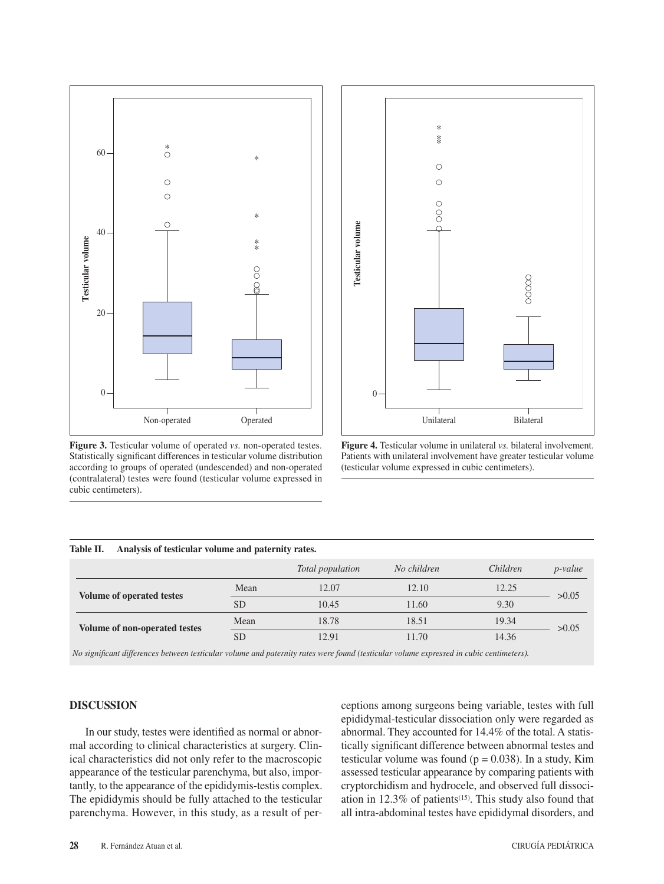**Figure 3.** Testicular volume of operated *vs.* non-operated testes. Statistically significant differences in testicular volume distribution according to groups of operated (undescended) and non-operated (contralateral) testes were found (testicular volume expressed in cubic centimeters).

**Figure 4.** Testicular volume in unilateral *vs.* bilateral involvement. Patients with unilateral involvement have greater testicular volume (testicular volume expressed in cubic centimeters).

**Table II.** Analysis of testicular volume and paternity rates.

| | | *Total population* | *No children* | *Children* | *p-value* |
|---|---|---|---|---|---|
| **Volume of operated testes** | Mean | 12.07 | 12.10 | 12.25 | >0.05 |
| | SD | 10.45 | 11.60 | 9.30 | |
| **Volume of non-operated testes** | Mean | 18.78 | 18.51 | 19.34 | >0.05 |
| | SD | 12.91 | 11.70 | 14.36 | |

*No significant differences between testicular volume and paternity rates were found (testicular volume expressed in cubic centimeters).*

## DISCUSSION

In our study, testes were identified as normal or abnormal according to clinical characteristics at surgery. Clinical characteristics did not only refer to the macroscopic appearance of the testicular parenchyma, but also, importantly, to the appearance of the epididymis-testis complex. The epididymis should be fully attached to the testicular parenchyma. However, in this study, as a result of perceptions among surgeons being variable, testes with full epididymal-testicular dissociation only were regarded as abnormal. They accounted for 14.4% of the total. A statistically significant difference between abnormal testes and testicular volume was found ($p = 0.038$). In a study, Kim assessed testicular appearance by comparing patients with cryptorchidism and hydrocele, and observed full dissociation in 12.3% of patients[15]. This study also found that all intra-abdominal testes have epididymal disorders, and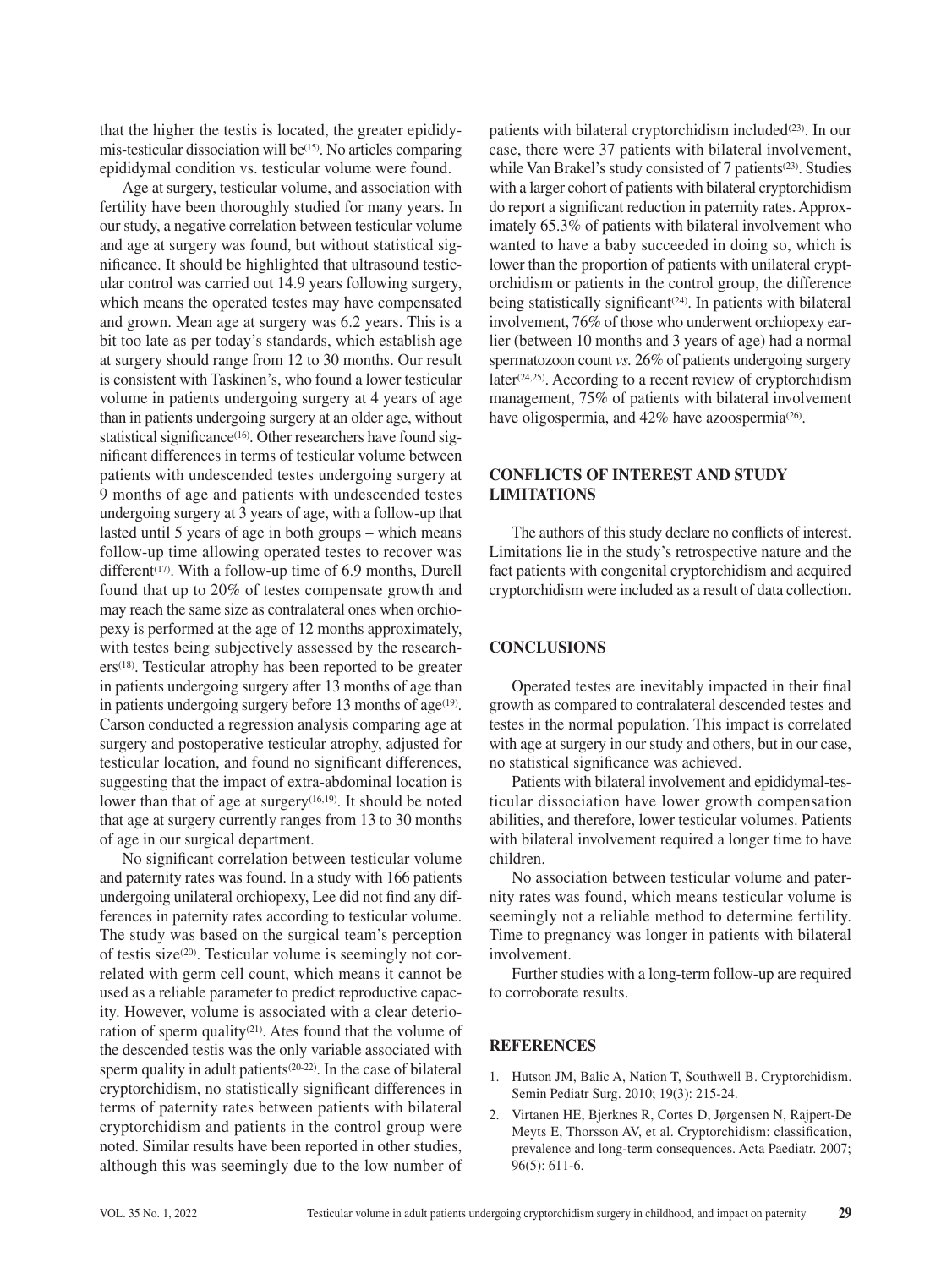that the higher the testis is located, the greater epididymis-testicular dissociation will be[15]. No articles comparing epididymal condition vs. testicular volume were found.

Age at surgery, testicular volume, and association with fertility have been thoroughly studied for many years. In our study, a negative correlation between testicular volume and age at surgery was found, but without statistical significance. It should be highlighted that ultrasound testicular control was carried out 14.9 years following surgery, which means the operated testes may have compensated and grown. Mean age at surgery was 6.2 years. This is a bit too late as per today's standards, which establish age at surgery should range from 12 to 30 months. Our result is consistent with Taskinen's, who found a lower testicular volume in patients undergoing surgery at 4 years of age than in patients undergoing surgery at an older age, without statistical significance[16]. Other researchers have found significant differences in terms of testicular volume between patients with undescended testes undergoing surgery at 9 months of age and patients with undescended testes undergoing surgery at 3 years of age, with a follow-up that lasted until 5 years of age in both groups – which means follow-up time allowing operated testes to recover was different[17]. With a follow-up time of 6.9 months, Durell found that up to 20% of testes compensate growth and may reach the same size as contralateral ones when orchiopexy is performed at the age of 12 months approximately, with testes being subjectively assessed by the researchers[18]. Testicular atrophy has been reported to be greater in patients undergoing surgery after 13 months of age than in patients undergoing surgery before 13 months of age[19]. Carson conducted a regression analysis comparing age at surgery and postoperative testicular atrophy, adjusted for testicular location, and found no significant differences, suggesting that the impact of extra-abdominal location is lower than that of age at surgery[16,19]. It should be noted that age at surgery currently ranges from 13 to 30 months of age in our surgical department.

No significant correlation between testicular volume and paternity rates was found. In a study with 166 patients undergoing unilateral orchiopexy, Lee did not find any differences in paternity rates according to testicular volume. The study was based on the surgical team's perception of testis size[20]. Testicular volume is seemingly not correlated with germ cell count, which means it cannot be used as a reliable parameter to predict reproductive capacity. However, volume is associated with a clear deterioration of sperm quality[21]. Ates found that the volume of the descended testis was the only variable associated with sperm quality in adult patients[20-22]. In the case of bilateral cryptorchidism, no statistically significant differences in terms of paternity rates between patients with bilateral cryptorchidism and patients in the control group were noted. Similar results have been reported in other studies, although this was seemingly due to the low number of patients with bilateral cryptorchidism included[23]. In our case, there were 37 patients with bilateral involvement, while Van Brakel's study consisted of 7 patients[23]. Studies with a larger cohort of patients with bilateral cryptorchidism do report a significant reduction in paternity rates. Approximately 65.3% of patients with bilateral involvement who wanted to have a baby succeeded in doing so, which is lower than the proportion of patients with unilateral cryptorchidism or patients in the control group, the difference being statistically significant[24]. In patients with bilateral involvement, 76% of those who underwent orchiopexy earlier (between 10 months and 3 years of age) had a normal spermatozoon count *vs.* 26% of patients undergoing surgery later[24,25]. According to a recent review of cryptorchidism management, 75% of patients with bilateral involvement have oligospermia, and 42% have azoospermia[26].

## CONFLICTS OF INTEREST AND STUDY LIMITATIONS

The authors of this study declare no conflicts of interest. Limitations lie in the study's retrospective nature and the fact patients with congenital cryptorchidism and acquired cryptorchidism were included as a result of data collection.

## CONCLUSIONS

Operated testes are inevitably impacted in their final growth as compared to contralateral descended testes and testes in the normal population. This impact is correlated with age at surgery in our study and others, but in our case, no statistical significance was achieved.

Patients with bilateral involvement and epididymal-testicular dissociation have lower growth compensation abilities, and therefore, lower testicular volumes. Patients with bilateral involvement required a longer time to have children.

No association between testicular volume and paternity rates was found, which means testicular volume is seemingly not a reliable method to determine fertility. Time to pregnancy was longer in patients with bilateral involvement.

Further studies with a long-term follow-up are required to corroborate results.

## REFERENCES

1. Hutson JM, Balic A, Nation T, Southwell B. Cryptorchidism. Semin Pediatr Surg. 2010; 19(3): 215-24.
2. Virtanen HE, Bjerknes R, Cortes D, Jørgensen N, Rajpert-De Meyts E, Thorsson AV, et al. Cryptorchidism: classification, prevalence and long-term consequences. Acta Paediatr. 2007; 96(5): 611-6.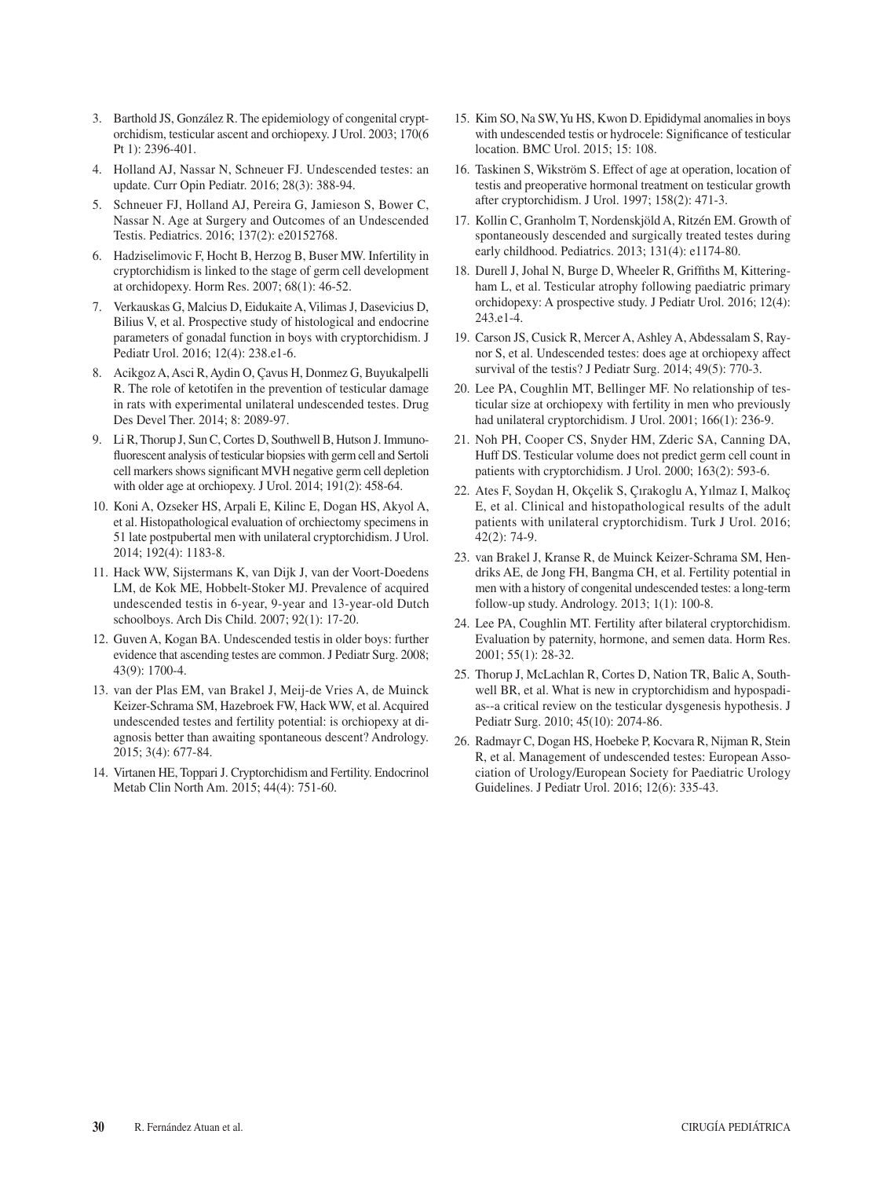3. Barthold JS, González R. The epidemiology of congenital cryptorchidism, testicular ascent and orchiopexy. J Urol. 2003; 170(6 Pt 1): 2396-401.
4. Holland AJ, Nassar N, Schneuer FJ. Undescended testes: an update. Curr Opin Pediatr. 2016; 28(3): 388-94.
5. Schneuer FJ, Holland AJ, Pereira G, Jamieson S, Bower C, Nassar N. Age at Surgery and Outcomes of an Undescended Testis. Pediatrics. 2016; 137(2): e20152768.
6. Hadziselimovic F, Hocht B, Herzog B, Buser MW. Infertility in cryptorchidism is linked to the stage of germ cell development at orchidopexy. Horm Res. 2007; 68(1): 46-52.
7. Verkauskas G, Malcius D, Eidukaite A, Vilimas J, Dasevicius D, Bilius V, et al. Prospective study of histological and endocrine parameters of gonadal function in boys with cryptorchidism. J Pediatr Urol. 2016; 12(4): 238.e1-6.
8. Acikgoz A, Asci R, Aydin O, Çavus H, Donmez G, Buyukalpelli R. The role of ketotifen in the prevention of testicular damage in rats with experimental unilateral undescended testes. Drug Des Devel Ther. 2014; 8: 2089-97.
9. Li R, Thorup J, Sun C, Cortes D, Southwell B, Hutson J. Immunofluorescent analysis of testicular biopsies with germ cell and Sertoli cell markers shows significant MVH negative germ cell depletion with older age at orchiopexy. J Urol. 2014; 191(2): 458-64.
10. Koni A, Ozseker HS, Arpali E, Kilinc E, Dogan HS, Akyol A, et al. Histopathological evaluation of orchiectomy specimens in 51 late postpubertal men with unilateral cryptorchidism. J Urol. 2014; 192(4): 1183-8.
11. Hack WW, Sijstermans K, van Dijk J, van der Voort-Doedens LM, de Kok ME, Hobbelt-Stoker MJ. Prevalence of acquired undescended testis in 6-year, 9-year and 13-year-old Dutch schoolboys. Arch Dis Child. 2007; 92(1): 17-20.
12. Guven A, Kogan BA. Undescended testis in older boys: further evidence that ascending testes are common. J Pediatr Surg. 2008; 43(9): 1700-4.
13. van der Plas EM, van Brakel J, Meij-de Vries A, de Muinck Keizer-Schrama SM, Hazebroek FW, Hack WW, et al. Acquired undescended testes and fertility potential: is orchiopexy at diagnosis better than awaiting spontaneous descent? Andrology. 2015; 3(4): 677-84.
14. Virtanen HE, Toppari J. Cryptorchidism and Fertility. Endocrinol Metab Clin North Am. 2015; 44(4): 751-60.
15. Kim SO, Na SW, Yu HS, Kwon D. Epididymal anomalies in boys with undescended testis or hydrocele: Significance of testicular location. BMC Urol. 2015; 15: 108.
16. Taskinen S, Wikström S. Effect of age at operation, location of testis and preoperative hormonal treatment on testicular growth after cryptorchidism. J Urol. 1997; 158(2): 471-3.
17. Kollin C, Granholm T, Nordenskjöld A, Ritzén EM. Growth of spontaneously descended and surgically treated testes during early childhood. Pediatrics. 2013; 131(4): e1174-80.
18. Durell J, Johal N, Burge D, Wheeler R, Griffiths M, Kitteringham L, et al. Testicular atrophy following paediatric primary orchidopexy: A prospective study. J Pediatr Urol. 2016; 12(4): 243.e1-4.
19. Carson JS, Cusick R, Mercer A, Ashley A, Abdessalam S, Raynor S, et al. Undescended testes: does age at orchiopexy affect survival of the testis? J Pediatr Surg. 2014; 49(5): 770-3.
20. Lee PA, Coughlin MT, Bellinger MF. No relationship of testicular size at orchiopexy with fertility in men who previously had unilateral cryptorchidism. J Urol. 2001; 166(1): 236-9.
21. Noh PH, Cooper CS, Snyder HM, Zderic SA, Canning DA, Huff DS. Testicular volume does not predict germ cell count in patients with cryptorchidism. J Urol. 2000; 163(2): 593-6.
22. Ates F, Soydan H, Okçelik S, Çırakoglu A, Yılmaz I, Malkoç E, et al. Clinical and histopathological results of the adult patients with unilateral cryptorchidism. Turk J Urol. 2016; 42(2): 74-9.
23. van Brakel J, Kranse R, de Muinck Keizer-Schrama SM, Hendriks AE, de Jong FH, Bangma CH, et al. Fertility potential in men with a history of congenital undescended testes: a long-term follow-up study. Andrology. 2013; 1(1): 100-8.
24. Lee PA, Coughlin MT. Fertility after bilateral cryptorchidism. Evaluation by paternity, hormone, and semen data. Horm Res. 2001; 55(1): 28-32.
25. Thorup J, McLachlan R, Cortes D, Nation TR, Balic A, Southwell BR, et al. What is new in cryptorchidism and hypospadias--a critical review on the testicular dysgenesis hypothesis. J Pediatr Surg. 2010; 45(10): 2074-86.
26. Radmayr C, Dogan HS, Hoebeke P, Kocvara R, Nijman R, Stein R, et al. Management of undescended testes: European Association of Urology/European Society for Paediatric Urology Guidelines. J Pediatr Urol. 2016; 12(6): 335-43.